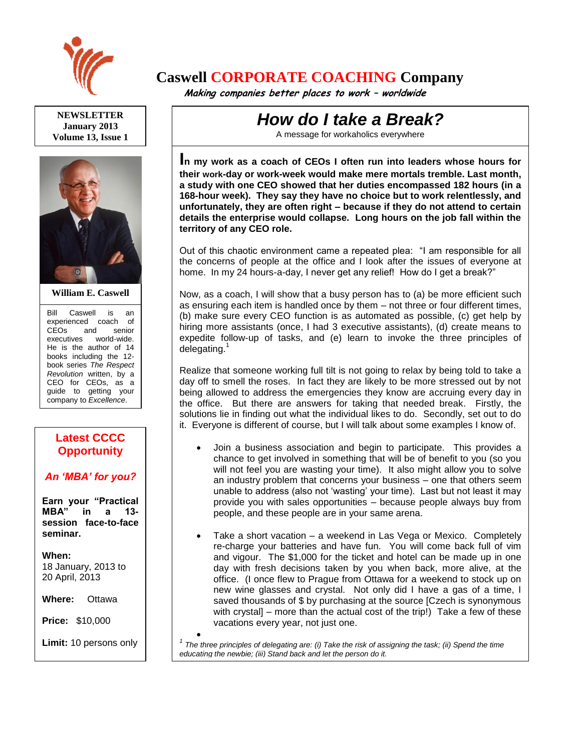# Caswell CORPORATE COACHING Company

*Making companies better places to work – worldwide*

**NEWSLETTER**
**January 2013**
**Volume 13, Issue 1**

**William E. Caswell**

Bill Caswell is an experienced coach of CEOs and senior executives world-wide. He is the author of 14 books including the 12-book series *The Respect Revolution* written, by a CEO for CEOs, as a guide to getting your company to *Excellence*.

## Latest CCCC Opportunity

### *An 'MBA' for you?*

**Earn your "Practical MBA" in a 13-session face-to-face seminar.**

**When:**
18 January, 2013 to 20 April, 2013

**Where:** Ottawa

**Price:** $10,000

**Limit:** 10 persons only

## *How do I take a Break?*

A message for workaholics everywhere

**In my work as a coach of CEOs I often run into leaders whose hours for their work-day or work-week would make mere mortals tremble. Last month, a study with one CEO showed that her duties encompassed 182 hours (in a 168-hour week). They say they have no choice but to work relentlessly, and unfortunately, they are often right – because if they do not attend to certain details the enterprise would collapse. Long hours on the job fall within the territory of any CEO role.**

Out of this chaotic environment came a repeated plea: "I am responsible for all the concerns of people at the office and I look after the issues of everyone at home. In my 24 hours-a-day, I never get any relief! How do I get a break?"

Now, as a coach, I will show that a busy person has to (a) be more efficient such as ensuring each item is handled once by them – not three or four different times, (b) make sure every CEO function is as automated as possible, (c) get help by hiring more assistants (once, I had 3 executive assistants), (d) create means to expedite follow-up of tasks, and (e) learn to invoke the three principles of delegating.[1]

Realize that someone working full tilt is not going to relax by being told to take a day off to smell the roses. In fact they are likely to be more stressed out by not being allowed to address the emergencies they know are accruing every day in the office. But there are answers for taking that needed break. Firstly, the solutions lie in finding out what the individual likes to do. Secondly, set out to do it. Everyone is different of course, but I will talk about some examples I know of.

- Join a business association and begin to participate. This provides a chance to get involved in something that will be of benefit to you (so you will not feel you are wasting your time). It also might allow you to solve an industry problem that concerns your business – one that others seem unable to address (also not 'wasting' your time). Last but not least it may provide you with sales opportunities – because people always buy from people, and these people are in your same arena.
- Take a short vacation – a weekend in Las Vega or Mexico. Completely re-charge your batteries and have fun. You will come back full of vim and vigour. The $1,000 for the ticket and hotel can be made up in one day with fresh decisions taken by you when back, more alive, at the office. (I once flew to Prague from Ottawa for a weekend to stock up on new wine glasses and crystal. Not only did I have a gas of a time, I saved thousands of $ by purchasing at the source [Czech is synonymous with crystal] – more than the actual cost of the trip!) Take a few of these vacations every year, not just one.

[1] *The three principles of delegating are: (i) Take the risk of assigning the task; (ii) Spend the time educating the newbie; (iii) Stand back and let the person do it.*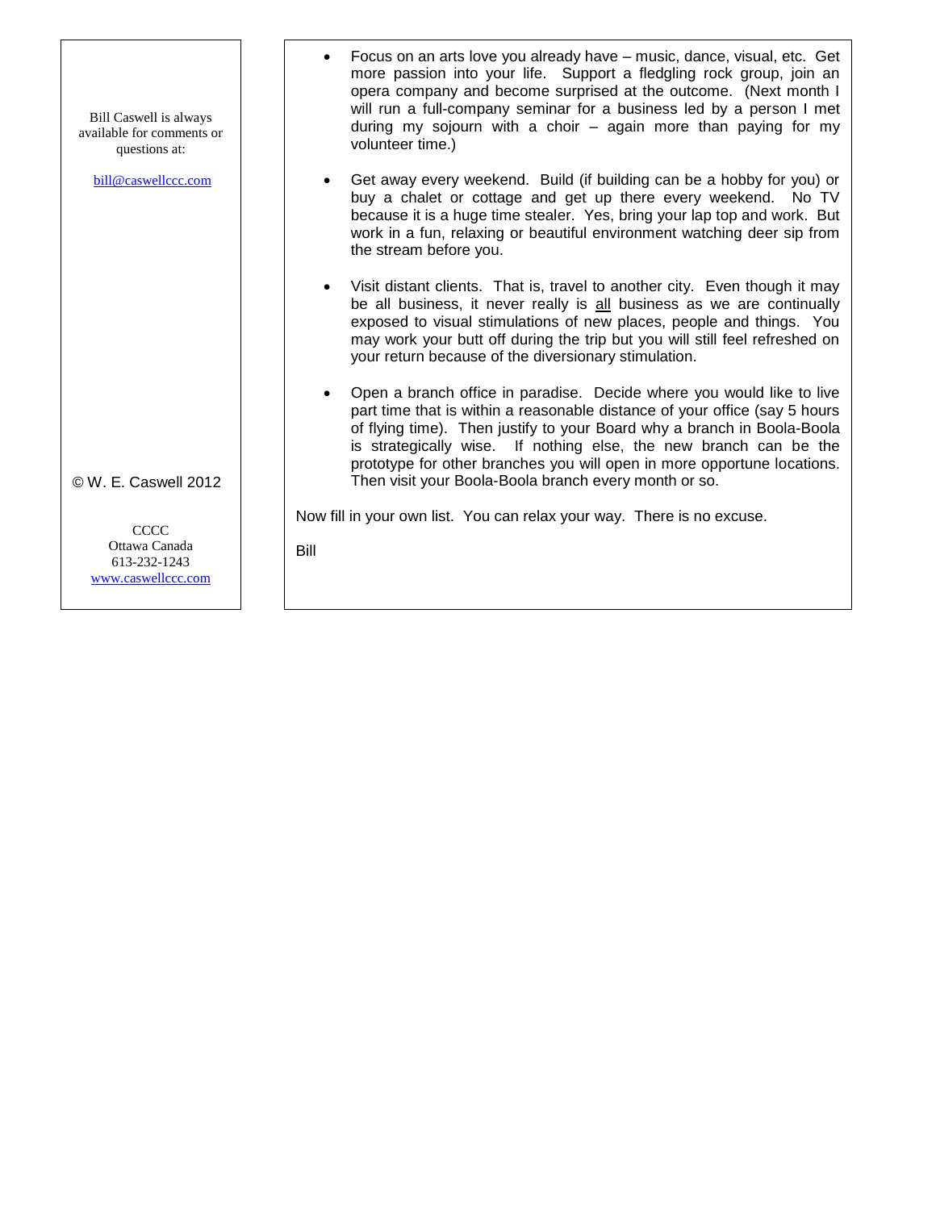- Focus on an arts love you already have – music, dance, visual, etc. Get more passion into your life. Support a fledgling rock group, join an opera company and become surprised at the outcome. (Next month I will run a full-company seminar for a business led by a person I met during my sojourn with a choir – again more than paying for my volunteer time.)

- Get away every weekend. Build (if building can be a hobby for you) or buy a chalet or cottage and get up there every weekend. No TV because it is a huge time stealer. Yes, bring your lap top and work. But work in a fun, relaxing or beautiful environment watching deer sip from the stream before you.

- Visit distant clients. That is, travel to another city. Even though it may be all business, it never really is <u>all</u> business as we are continually exposed to visual stimulations of new places, people and things. You may work your butt off during the trip but you will still feel refreshed on your return because of the diversionary stimulation.

- Open a branch office in paradise. Decide where you would like to live part time that is within a reasonable distance of your office (say 5 hours of flying time). Then justify to your Board why a branch in Boola-Boola is strategically wise. If nothing else, the new branch can be the prototype for other branches you will open in more opportune locations. Then visit your Boola-Boola branch every month or so.

Now fill in your own list. You can relax your way. There is no excuse.

Bill

Bill Caswell is always available for comments or questions at:

bill@caswellccc.com

© W. E. Caswell 2012

CCCC
Ottawa Canada
613-232-1243
www.caswellccc.com